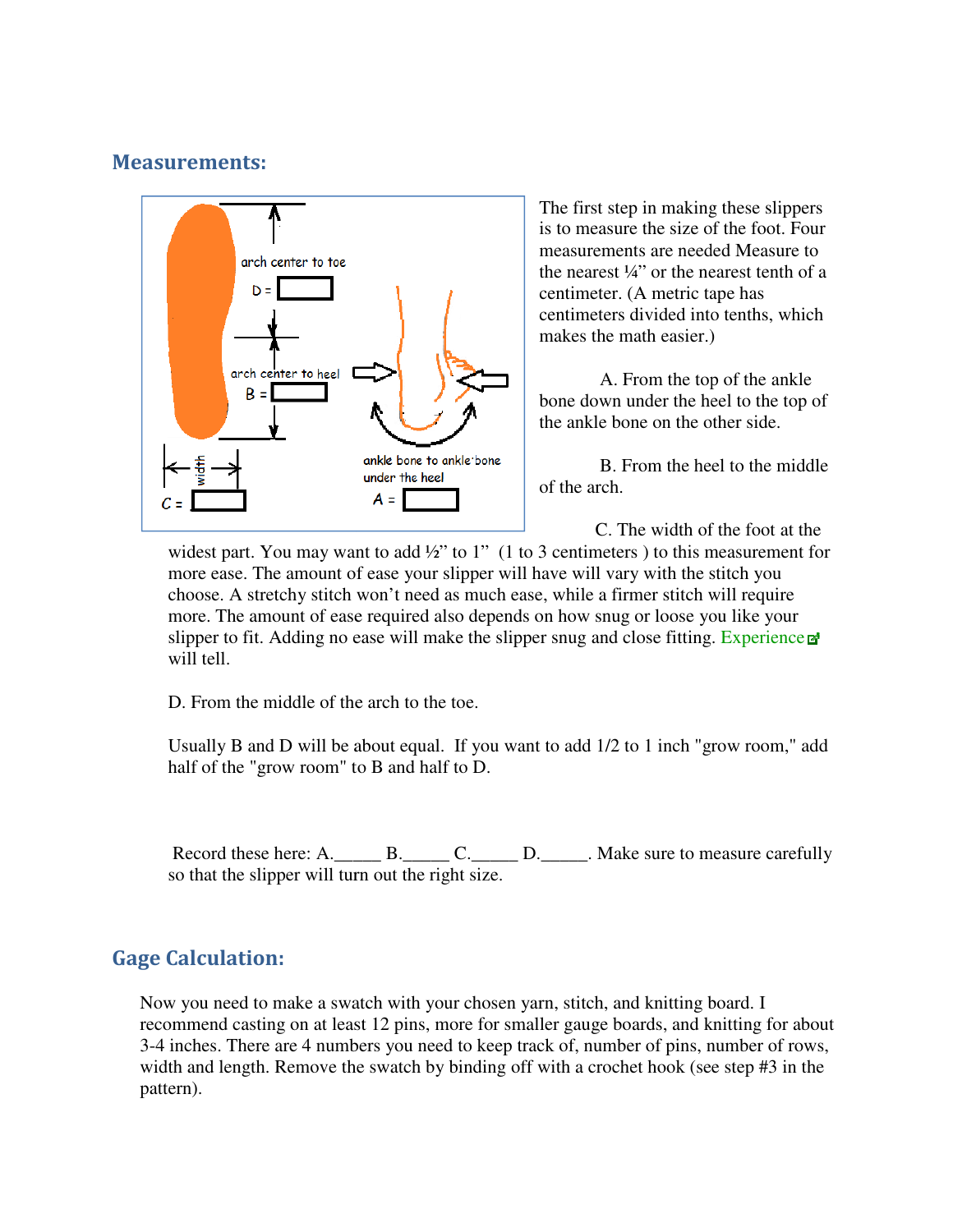## Measurements:

The first step in making these slippers is to measure the size of the foot. Four measurements are needed Measure to the nearest ¼" or the nearest tenth of a centimeter. (A metric tape has centimeters divided into tenths, which makes the math easier.)

A. From the top of the ankle bone down under the heel to the top of the ankle bone on the other side.

B. From the heel to the middle of the arch.

C. The width of the foot at the widest part. You may want to add ½" to 1" (1 to 3 centimeters ) to this measurement for more ease. The amount of ease your slipper will have will vary with the stitch you choose. A stretchy stitch won't need as much ease, while a firmer stitch will require more. The amount of ease required also depends on how snug or loose you like your slipper to fit. Adding no ease will make the slipper snug and close fitting. Experience will tell.

D. From the middle of the arch to the toe.

Usually B and D will be about equal. If you want to add 1/2 to 1 inch "grow room," add half of the "grow room" to B and half to D.

Record these here: A._____ B._____ C._____ D._____. Make sure to measure carefully so that the slipper will turn out the right size.

## Gage Calculation:

Now you need to make a swatch with your chosen yarn, stitch, and knitting board. I recommend casting on at least 12 pins, more for smaller gauge boards, and knitting for about 3-4 inches. There are 4 numbers you need to keep track of, number of pins, number of rows, width and length. Remove the swatch by binding off with a crochet hook (see step #3 in the pattern).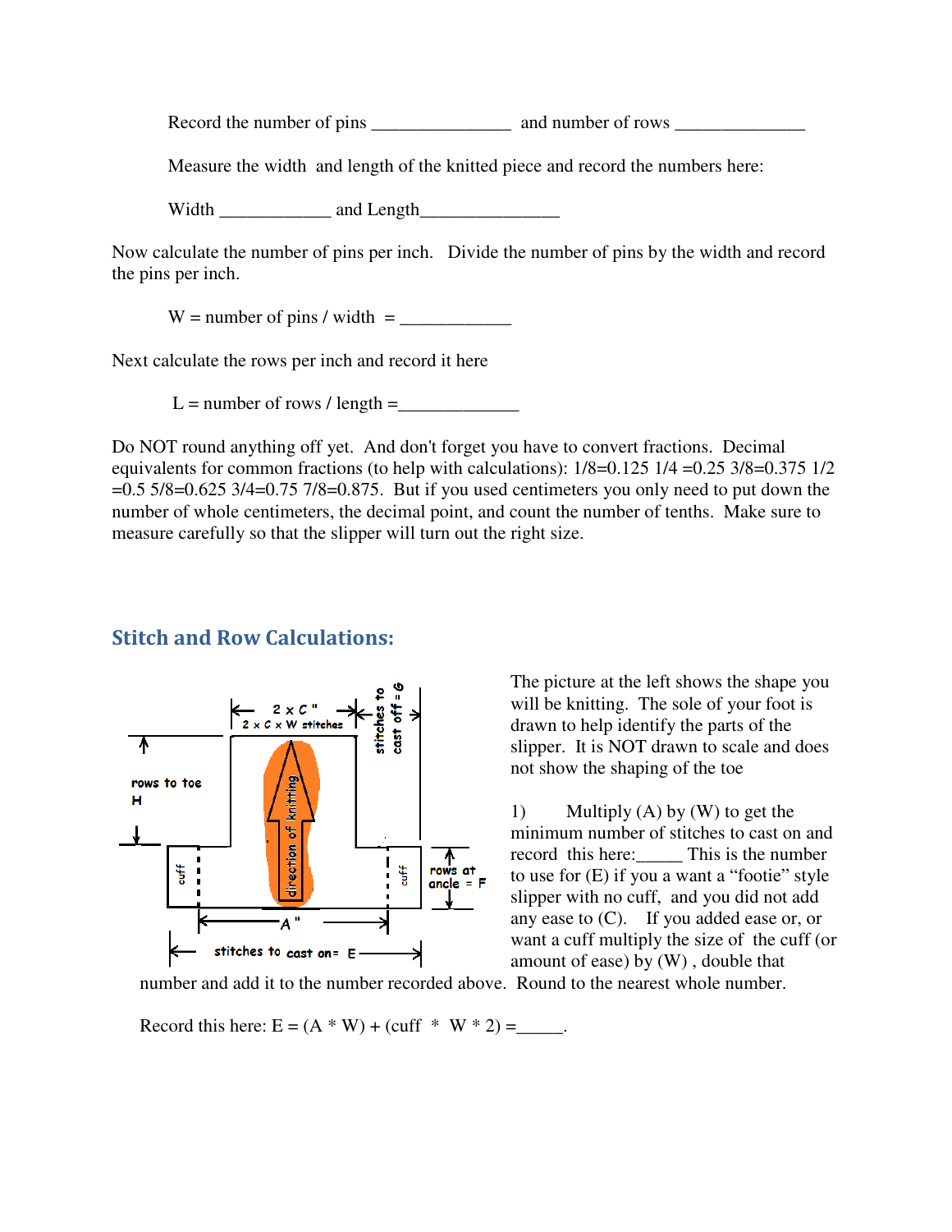Record the number of pins _______________ and number of rows ______________

Measure the width and length of the knitted piece and record the numbers here:

Width ____________ and Length_______________

Now calculate the number of pins per inch. Divide the number of pins by the width and record the pins per inch.

W = number of pins / width = ____________

Next calculate the rows per inch and record it here

L = number of rows / length =_____________

Do NOT round anything off yet. And don't forget you have to convert fractions. Decimal equivalents for common fractions (to help with calculations): 1/8=0.125 1/4 =0.25 3/8=0.375 1/2 =0.5 5/8=0.625 3/4=0.75 7/8=0.875. But if you used centimeters you only need to put down the number of whole centimeters, the decimal point, and count the number of tenths. Make sure to measure carefully so that the slipper will turn out the right size.

## Stitch and Row Calculations:

The picture at the left shows the shape you will be knitting. The sole of your foot is drawn to help identify the parts of the slipper. It is NOT drawn to scale and does not show the shaping of the toe

1) Multiply (A) by (W) to get the minimum number of stitches to cast on and record this here:_____ This is the number to use for (E) if you a want a "footie" style slipper with no cuff, and you did not add any ease to (C). If you added ease or, or want a cuff multiply the size of the cuff (or amount of ease) by (W), double that number and add it to the number recorded above. Round to the nearest whole number.

Record this here: E = (A * W) + (cuff * W * 2) =_____.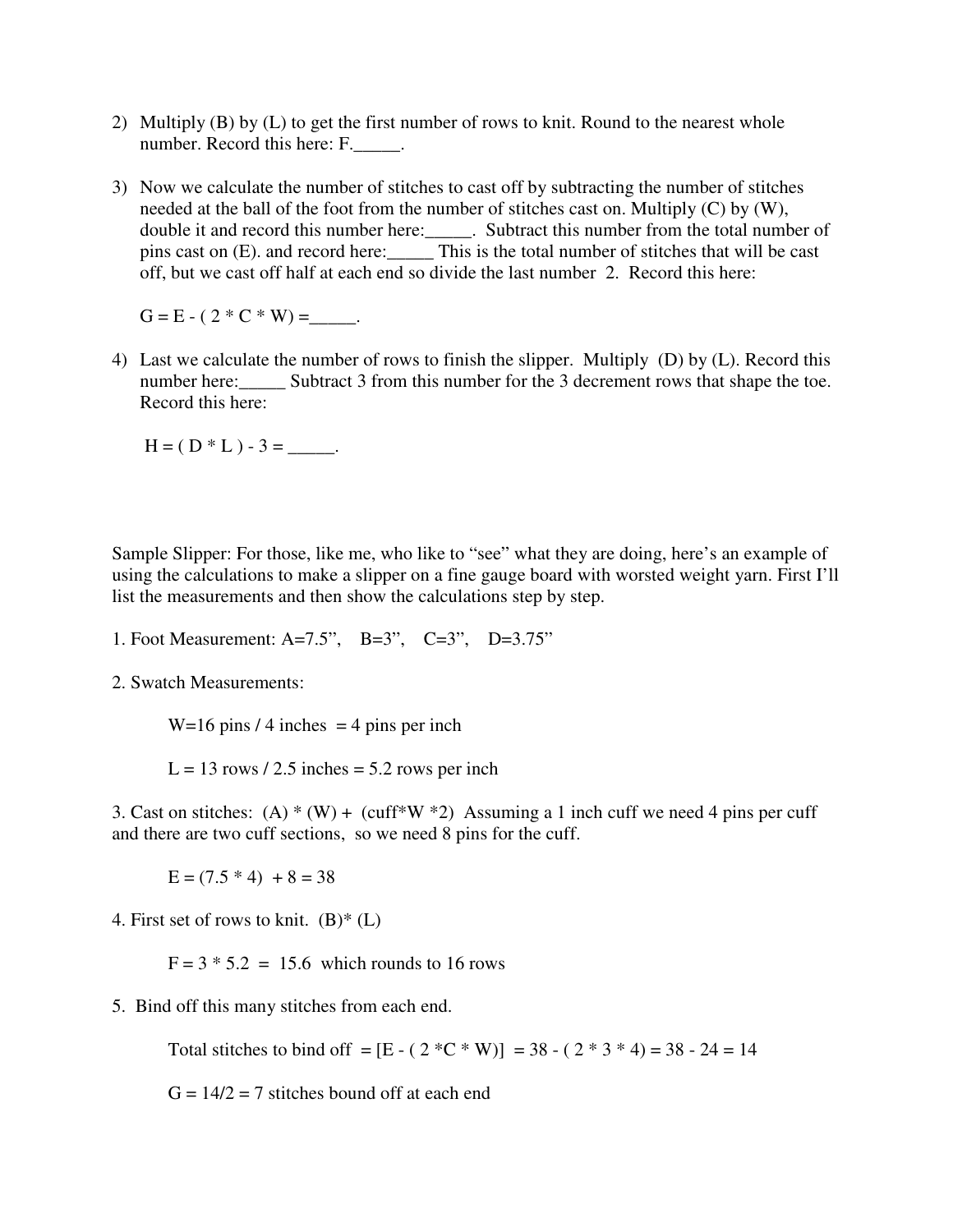2) Multiply (B) by (L) to get the first number of rows to knit. Round to the nearest whole number. Record this here: F._____.

3) Now we calculate the number of stitches to cast off by subtracting the number of stitches needed at the ball of the foot from the number of stitches cast on. Multiply (C) by (W), double it and record this number here:_____. Subtract this number from the total number of pins cast on (E). and record here:_____ This is the total number of stitches that will be cast off, but we cast off half at each end so divide the last number 2. Record this here:

   $G = E - ( 2 * C * W ) =$ _____.

4) Last we calculate the number of rows to finish the slipper. Multiply (D) by (L). Record this number here:_____ Subtract 3 from this number for the 3 decrement rows that shape the toe. Record this here:

   $H = ( D * L ) - 3 =$ _____.

Sample Slipper: For those, like me, who like to "see" what they are doing, here's an example of using the calculations to make a slipper on a fine gauge board with worsted weight yarn. First I'll list the measurements and then show the calculations step by step.

1. Foot Measurement: A=7.5", B=3", C=3", D=3.75"

2. Swatch Measurements:

   W=16 pins / 4 inches = 4 pins per inch

   L = 13 rows / 2.5 inches = 5.2 rows per inch

3. Cast on stitches: (A) * (W) + (cuff*W *2) Assuming a 1 inch cuff we need 4 pins per cuff and there are two cuff sections, so we need 8 pins for the cuff.

   $E = (7.5 * 4) + 8 = 38$

4. First set of rows to knit. (B)* (L)

   $F = 3 * 5.2 = 15.6$ which rounds to 16 rows

5. Bind off this many stitches from each end.

   Total stitches to bind off $= [E - ( 2 *C * W)] = 38 - ( 2 * 3 * 4) = 38 - 24 = 14$

   $G = 14/2 = 7$ stitches bound off at each end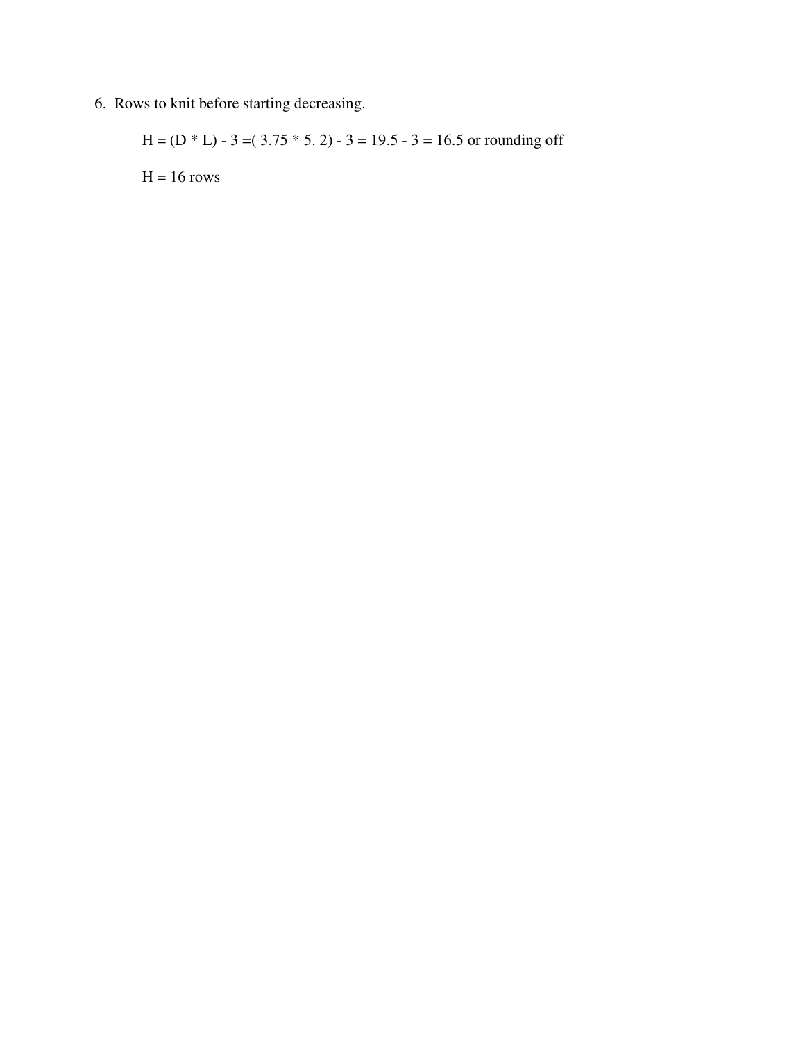6. Rows to knit before starting decreasing.

    $H = (D * L) - 3 =( 3.75 * 5. 2) - 3 = 19.5 - 3 = 16.5$ or rounding off

    $H = 16$ rows